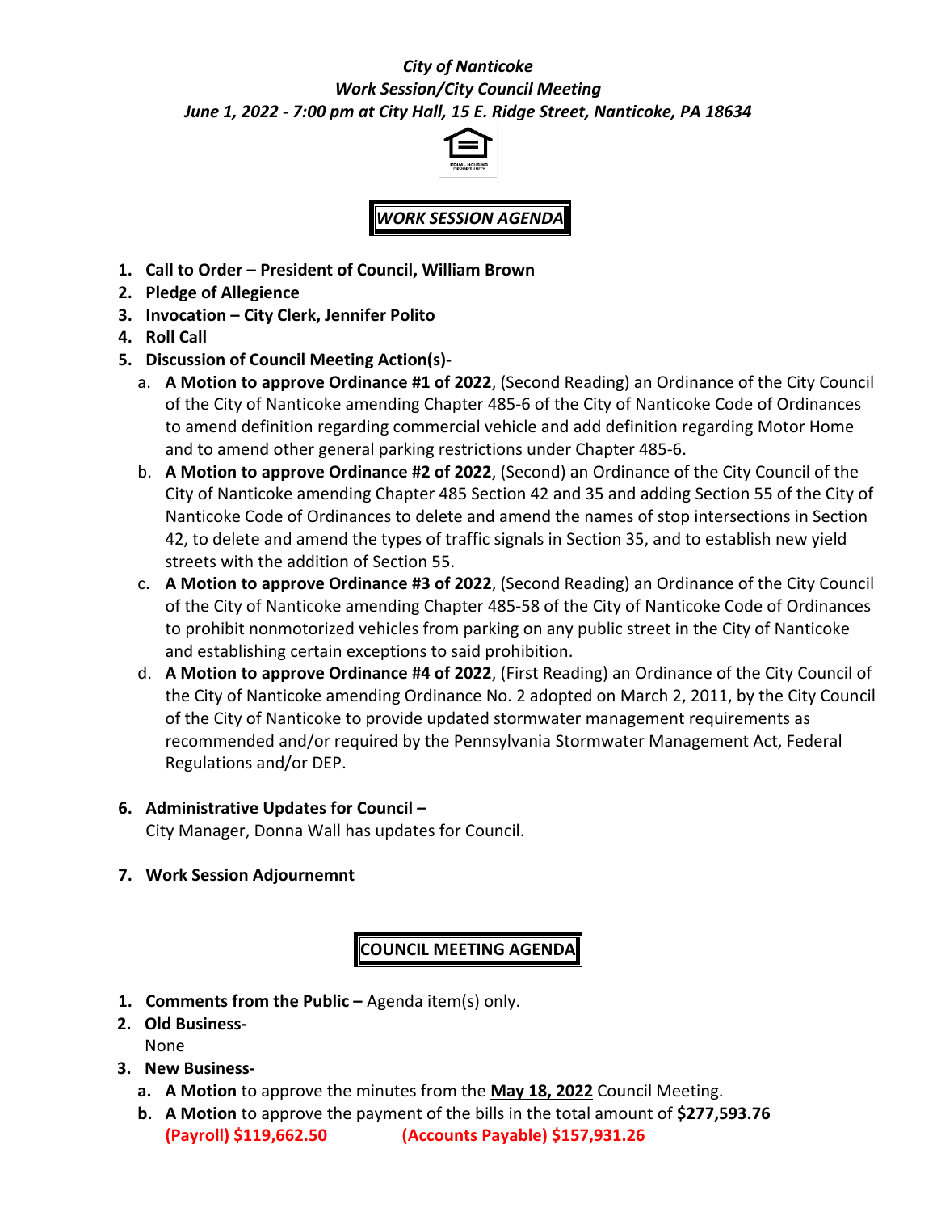***City of Nanticoke***
***Work Session/City Council Meeting***
***June 1, 2022 - 7:00 pm at City Hall, 15 E. Ridge Street, Nanticoke, PA 18634***

## ***WORK SESSION AGENDA***

1. **Call to Order – President of Council, William Brown**
2. **Pledge of Allegience**
3. **Invocation – City Clerk, Jennifer Polito**
4. **Roll Call**
5. **Discussion of Council Meeting Action(s)-**
   a. **A Motion to approve Ordinance #1 of 2022**, (Second Reading) an Ordinance of the City Council of the City of Nanticoke amending Chapter 485-6 of the City of Nanticoke Code of Ordinances to amend definition regarding commercial vehicle and add definition regarding Motor Home and to amend other general parking restrictions under Chapter 485-6.
   b. **A Motion to approve Ordinance #2 of 2022**, (Second) an Ordinance of the City Council of the City of Nanticoke amending Chapter 485 Section 42 and 35 and adding Section 55 of the City of Nanticoke Code of Ordinances to delete and amend the names of stop intersections in Section 42, to delete and amend the types of traffic signals in Section 35, and to establish new yield streets with the addition of Section 55.
   c. **A Motion to approve Ordinance #3 of 2022**, (Second Reading) an Ordinance of the City Council of the City of Nanticoke amending Chapter 485-58 of the City of Nanticoke Code of Ordinances to prohibit nonmotorized vehicles from parking on any public street in the City of Nanticoke and establishing certain exceptions to said prohibition.
   d. **A Motion to approve Ordinance #4 of 2022**, (First Reading) an Ordinance of the City Council of the City of Nanticoke amending Ordinance No. 2 adopted on March 2, 2011, by the City Council of the City of Nanticoke to provide updated stormwater management requirements as recommended and/or required by the Pennsylvania Stormwater Management Act, Federal Regulations and/or DEP.

6. **Administrative Updates for Council –**
   City Manager, Donna Wall has updates for Council.

7. **Work Session Adjournemnt**

## **COUNCIL MEETING AGENDA**

1. **Comments from the Public –** Agenda item(s) only.
2. **Old Business-**
   None
3. **New Business-**
   a. **A Motion** to approve the minutes from the **May 18, 2022** Council Meeting.
   b. **A Motion** to approve the payment of the bills in the total amount of **$277,593.76**
   **(Payroll) $119,662.50** **(Accounts Payable) $157,931.26**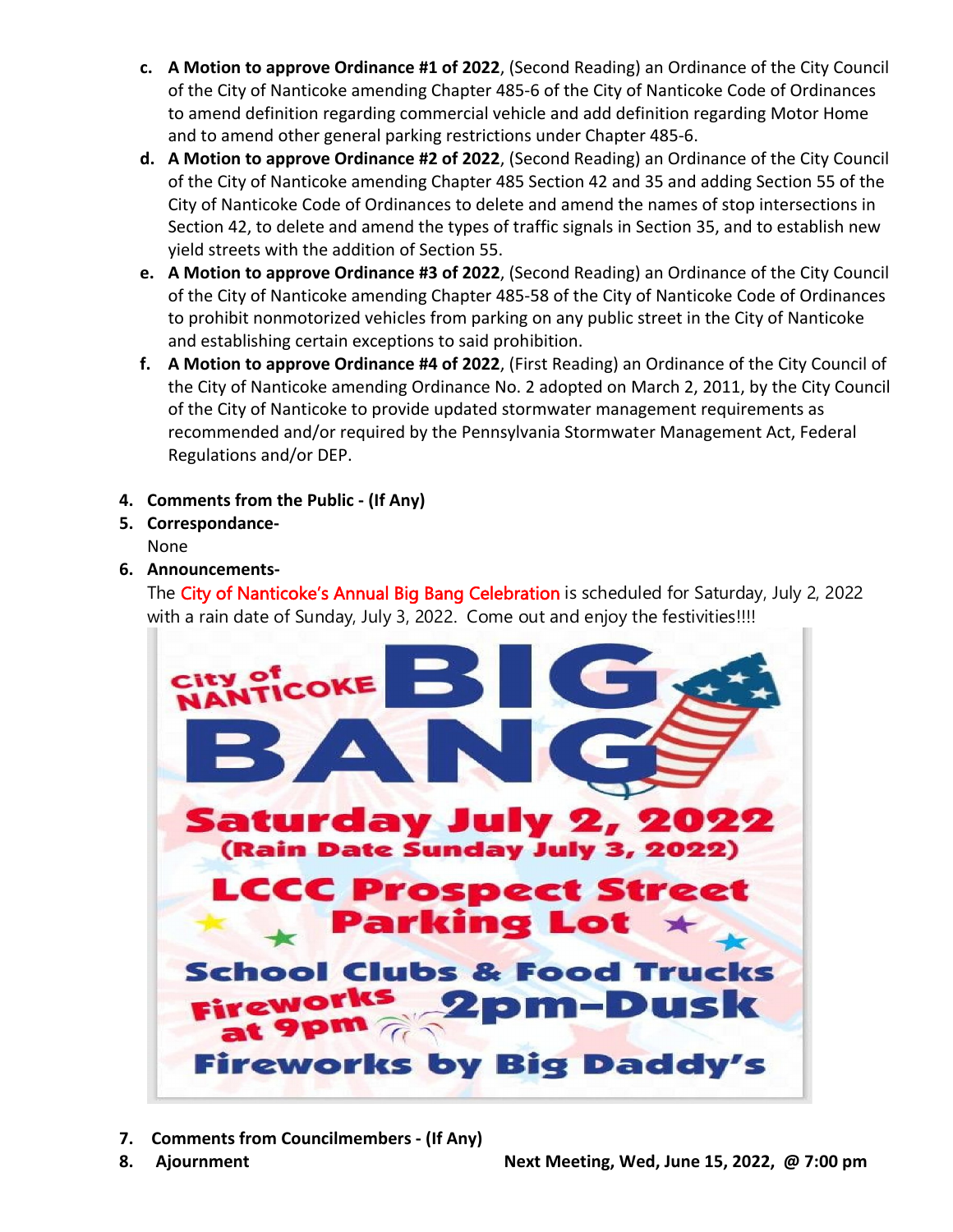c. **A Motion to approve Ordinance #1 of 2022**, (Second Reading) an Ordinance of the City Council of the City of Nanticoke amending Chapter 485-6 of the City of Nanticoke Code of Ordinances to amend definition regarding commercial vehicle and add definition regarding Motor Home and to amend other general parking restrictions under Chapter 485-6.

d. **A Motion to approve Ordinance #2 of 2022**, (Second Reading) an Ordinance of the City Council of the City of Nanticoke amending Chapter 485 Section 42 and 35 and adding Section 55 of the City of Nanticoke Code of Ordinances to delete and amend the names of stop intersections in Section 42, to delete and amend the types of traffic signals in Section 35, and to establish new yield streets with the addition of Section 55.

e. **A Motion to approve Ordinance #3 of 2022**, (Second Reading) an Ordinance of the City Council of the City of Nanticoke amending Chapter 485-58 of the City of Nanticoke Code of Ordinances to prohibit nonmotorized vehicles from parking on any public street in the City of Nanticoke and establishing certain exceptions to said prohibition.

f. **A Motion to approve Ordinance #4 of 2022**, (First Reading) an Ordinance of the City Council of the City of Nanticoke amending Ordinance No. 2 adopted on March 2, 2011, by the City Council of the City of Nanticoke to provide updated stormwater management requirements as recommended and/or required by the Pennsylvania Stormwater Management Act, Federal Regulations and/or DEP.

4. **Comments from the Public - (If Any)**
5. **Correspondance-**
   None
6. **Announcements-**
   The City of Nanticoke's Annual Big Bang Celebration is scheduled for Saturday, July 2, 2022 with a rain date of Sunday, July 3, 2022. Come out and enjoy the festivities!!!!

City of Nanticoke
BIG BANG
Saturday July 2, 2022
(Rain Date Sunday July 3, 2022)
LCCC Prospect Street Parking Lot
School Clubs & Food Trucks
2pm-Dusk
Fireworks at 9pm
Fireworks by Big Daddy's

7. **Comments from Councilmembers - (If Any)**
8. **Ajournment** **Next Meeting, Wed, June 15, 2022, @ 7:00 pm**